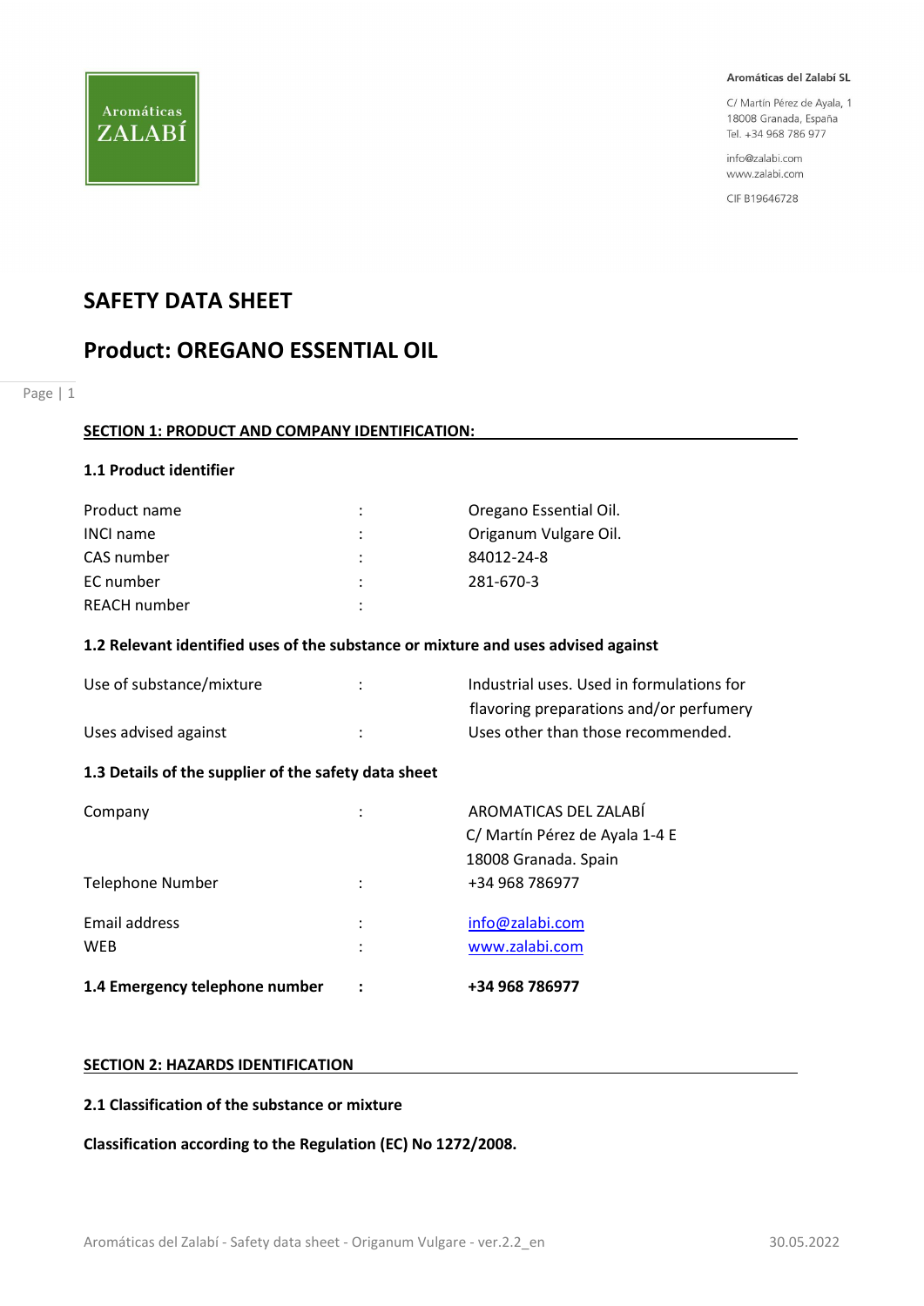Aromáticas ZALABÍ

**Aromáticas del Zalabí SL**

C/ Martín Pérez de Ayala, 1
18008 Granada, España
Tel. +34 968 786 977

info@zalabi.com
www.zalabi.com

CIF B19646728

# SAFETY DATA SHEET

# Product: OREGANO ESSENTIAL OIL

## SECTION 1: PRODUCT AND COMPANY IDENTIFICATION:

### 1.1 Product identifier

| | | |
|---|---|---|
| Product name | : | Oregano Essential Oil. |
| INCI name | : | Origanum Vulgare Oil. |
| CAS number | : | 84012-24-8 |
| EC number | : | 281-670-3 |
| REACH number | : | |

### 1.2 Relevant identified uses of the substance or mixture and uses advised against

| | | |
|---|---|---|
| Use of substance/mixture | : | Industrial uses. Used in formulations for flavoring preparations and/or perfumery |
| Uses advised against | : | Uses other than those recommended. |

### 1.3 Details of the supplier of the safety data sheet

| | | |
|---|---|---|
| Company | : | AROMATICAS DEL ZALABÍ<br>C/ Martín Pérez de Ayala 1-4 E<br>18008 Granada. Spain |
| Telephone Number | : | +34 968 786977 |
| Email address | : | info@zalabi.com |
| WEB | : | www.zalabi.com |

**1.4 Emergency telephone number : +34 968 786977**

## SECTION 2: HAZARDS IDENTIFICATION

### 2.1 Classification of the substance or mixture

**Classification according to the Regulation (EC) No 1272/2008.**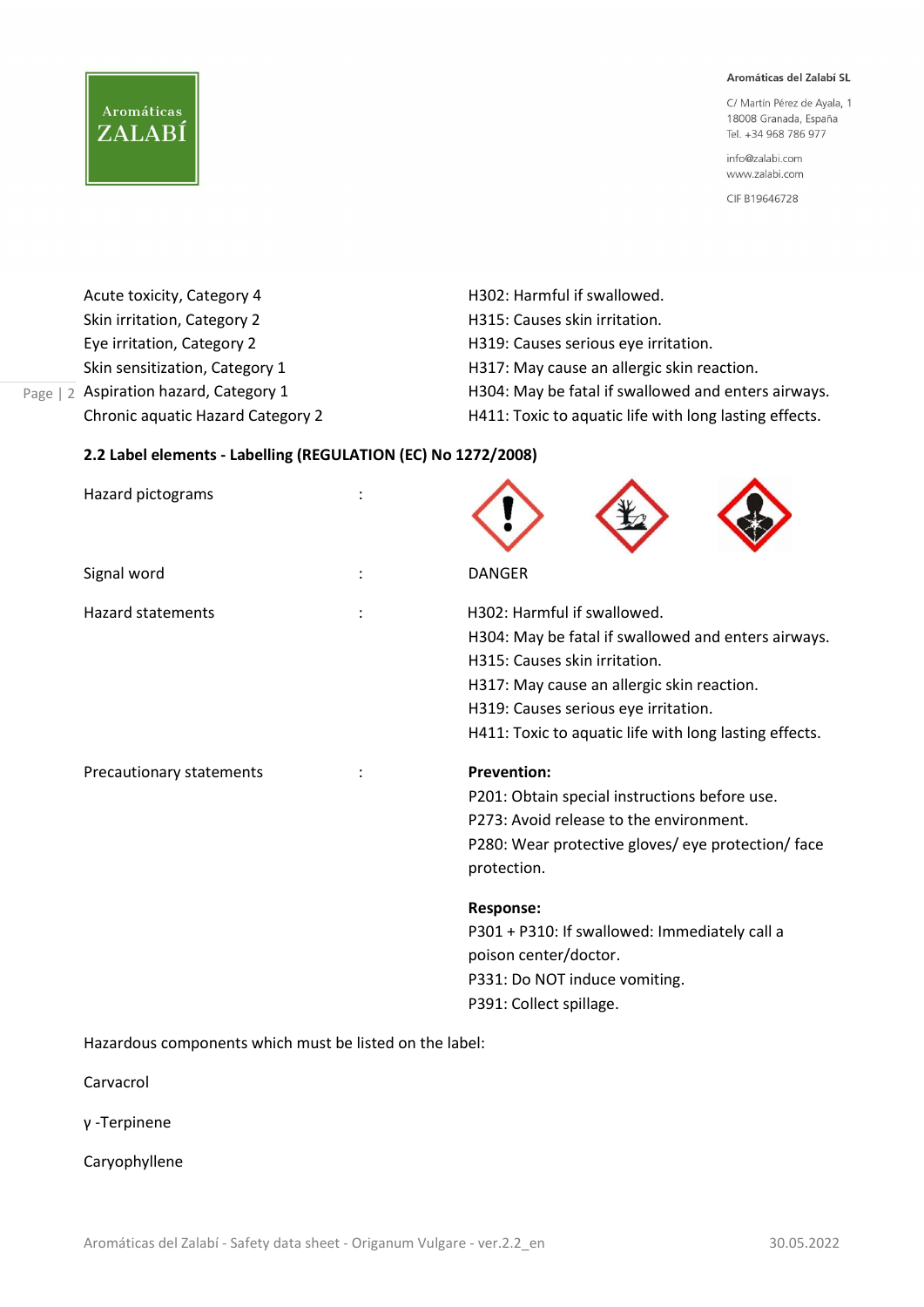| | |
|---|---|
| Acute toxicity, Category 4 | H302: Harmful if swallowed. |
| Skin irritation, Category 2 | H315: Causes skin irritation. |
| Eye irritation, Category 2 | H319: Causes serious eye irritation. |
| Skin sensitization, Category 1 | H317: May cause an allergic skin reaction. |
| Aspiration hazard, Category 1 | H304: May be fatal if swallowed and enters airways. |
| Chronic aquatic Hazard Category 2 | H411: Toxic to aquatic life with long lasting effects. |

**2.2 Label elements - Labelling (REGULATION (EC) No 1272/2008)**

Hazard pictograms :

Signal word : DANGER

Hazard statements :

H302: Harmful if swallowed.
H304: May be fatal if swallowed and enters airways.
H315: Causes skin irritation.
H317: May cause an allergic skin reaction.
H319: Causes serious eye irritation.
H411: Toxic to aquatic life with long lasting effects.

Precautionary statements :

**Prevention:**
P201: Obtain special instructions before use.
P273: Avoid release to the environment.
P280: Wear protective gloves/ eye protection/ face protection.

**Response:**
P301 + P310: If swallowed: Immediately call a poison center/doctor.
P331: Do NOT induce vomiting.
P391: Collect spillage.

Hazardous components which must be listed on the label:

Carvacrol

γ -Terpinene

Caryophyllene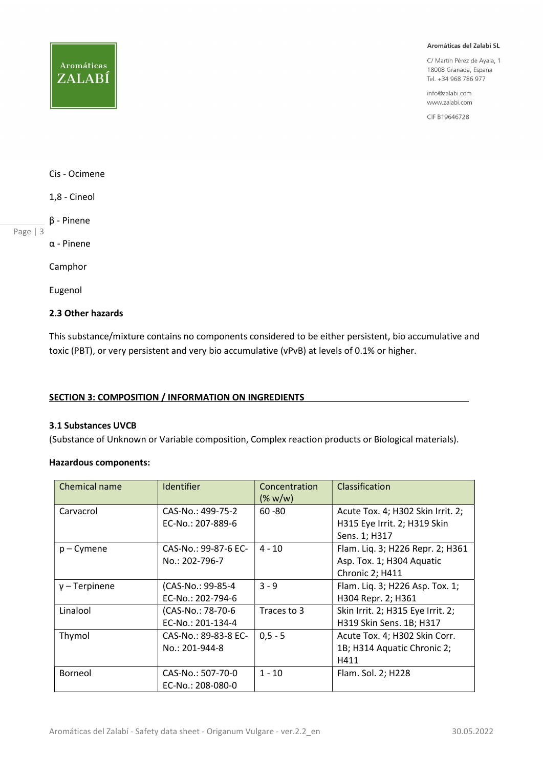Cis - Ocimene

1,8 - Cineol

β - Pinene

α - Pinene

Camphor

Eugenol

### 2.3 Other hazards

This substance/mixture contains no components considered to be either persistent, bio accumulative and toxic (PBT), or very persistent and very bio accumulative (vPvB) at levels of 0.1% or higher.

## SECTION 3: COMPOSITION / INFORMATION ON INGREDIENTS

### 3.1 Substances UVCB

(Substance of Unknown or Variable composition, Complex reaction products or Biological materials).

**Hazardous components:**

| Chemical name | Identifier | Concentration (% w/w) | Classification |
|---|---|---|---|
| Carvacrol | CAS-No.: 499-75-2 EC-No.: 207-889-6 | 60 -80 | Acute Tox. 4; H302 Skin Irrit. 2; H315 Eye Irrit. 2; H319 Skin Sens. 1; H317 |
| p – Cymene | CAS-No.: 99-87-6 EC-No.: 202-796-7 | 4 - 10 | Flam. Liq. 3; H226 Repr. 2; H361 Asp. Tox. 1; H304 Aquatic Chronic 2; H411 |
| γ – Terpinene | (CAS-No.: 99-85-4 EC-No.: 202-794-6 | 3 - 9 | Flam. Liq. 3; H226 Asp. Tox. 1; H304 Repr. 2; H361 |
| Linalool | (CAS-No.: 78-70-6 EC-No.: 201-134-4 | Traces to 3 | Skin Irrit. 2; H315 Eye Irrit. 2; H319 Skin Sens. 1B; H317 |
| Thymol | CAS-No.: 89-83-8 EC-No.: 201-944-8 | 0,5 - 5 | Acute Tox. 4; H302 Skin Corr. 1B; H314 Aquatic Chronic 2; H411 |
| Borneol | CAS-No.: 507-70-0 EC-No.: 208-080-0 | 1 - 10 | Flam. Sol. 2; H228 |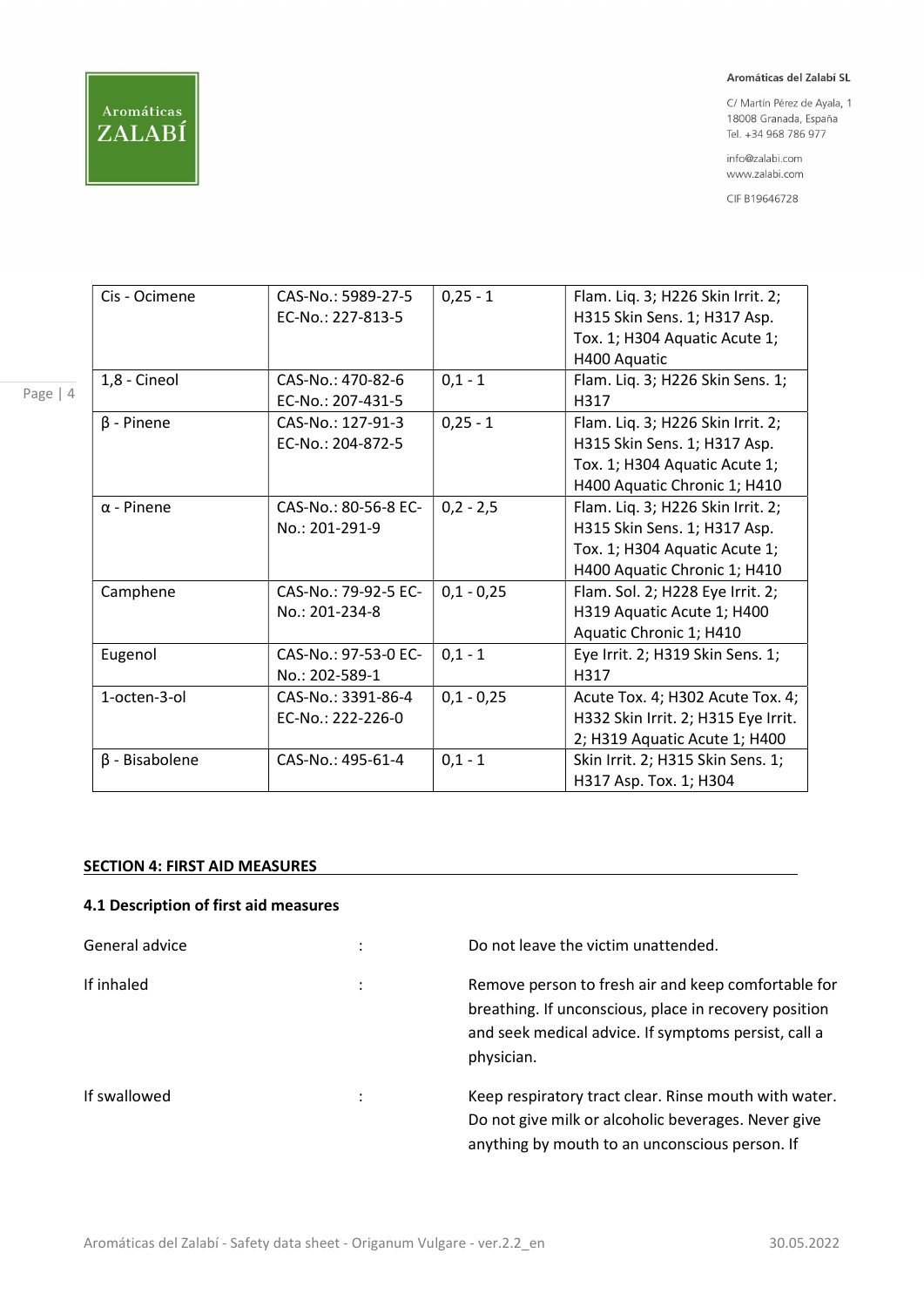| Cis - Ocimene | CAS-No.: 5989-27-5 EC-No.: 227-813-5 | 0,25 - 1 | Flam. Liq. 3; H226 Skin Irrit. 2; H315 Skin Sens. 1; H317 Asp. Tox. 1; H304 Aquatic Acute 1; H400 Aquatic |
|---|---|---|---|
| 1,8 - Cineol | CAS-No.: 470-82-6 EC-No.: 207-431-5 | 0,1 - 1 | Flam. Liq. 3; H226 Skin Sens. 1; H317 |
| β - Pinene | CAS-No.: 127-91-3 EC-No.: 204-872-5 | 0,25 - 1 | Flam. Liq. 3; H226 Skin Irrit. 2; H315 Skin Sens. 1; H317 Asp. Tox. 1; H304 Aquatic Acute 1; H400 Aquatic Chronic 1; H410 |
| α - Pinene | CAS-No.: 80-56-8 EC-No.: 201-291-9 | 0,2 - 2,5 | Flam. Liq. 3; H226 Skin Irrit. 2; H315 Skin Sens. 1; H317 Asp. Tox. 1; H304 Aquatic Acute 1; H400 Aquatic Chronic 1; H410 |
| Camphene | CAS-No.: 79-92-5 EC-No.: 201-234-8 | 0,1 - 0,25 | Flam. Sol. 2; H228 Eye Irrit. 2; H319 Aquatic Acute 1; H400 Aquatic Chronic 1; H410 |
| Eugenol | CAS-No.: 97-53-0 EC-No.: 202-589-1 | 0,1 - 1 | Eye Irrit. 2; H319 Skin Sens. 1; H317 |
| 1-octen-3-ol | CAS-No.: 3391-86-4 EC-No.: 222-226-0 | 0,1 - 0,25 | Acute Tox. 4; H302 Acute Tox. 4; H332 Skin Irrit. 2; H315 Eye Irrit. 2; H319 Aquatic Acute 1; H400 |
| β - Bisabolene | CAS-No.: 495-61-4 | 0,1 - 1 | Skin Irrit. 2; H315 Skin Sens. 1; H317 Asp. Tox. 1; H304 |

## SECTION 4: FIRST AID MEASURES

### 4.1 Description of first aid measures

General advice : Do not leave the victim unattended.

If inhaled : Remove person to fresh air and keep comfortable for breathing. If unconscious, place in recovery position and seek medical advice. If symptoms persist, call a physician.

If swallowed : Keep respiratory tract clear. Rinse mouth with water. Do not give milk or alcoholic beverages. Never give anything by mouth to an unconscious person. If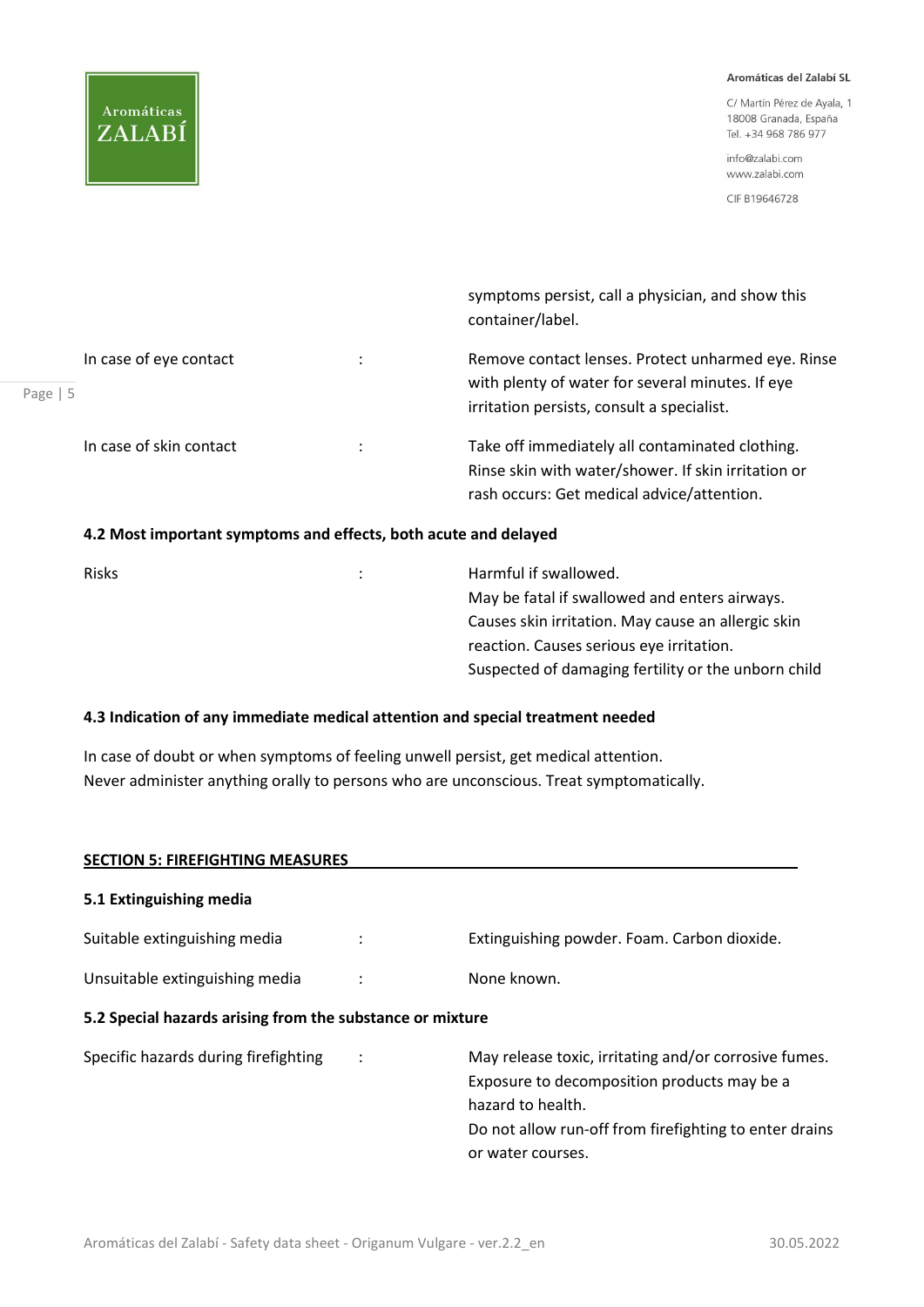| | | |
|---|---|---|
| | | symptoms persist, call a physician, and show this container/label. |
| In case of eye contact | : | Remove contact lenses. Protect unharmed eye. Rinse with plenty of water for several minutes. If eye irritation persists, consult a specialist. |
| In case of skin contact | : | Take off immediately all contaminated clothing. Rinse skin with water/shower. If skin irritation or rash occurs: Get medical advice/attention. |

### 4.2 Most important symptoms and effects, both acute and delayed

| | | |
|---|---|---|
| Risks | : | Harmful if swallowed.<br>May be fatal if swallowed and enters airways.<br>Causes skin irritation. May cause an allergic skin reaction. Causes serious eye irritation.<br>Suspected of damaging fertility or the unborn child |

### 4.3 Indication of any immediate medical attention and special treatment needed

In case of doubt or when symptoms of feeling unwell persist, get medical attention.
Never administer anything orally to persons who are unconscious. Treat symptomatically.

## SECTION 5: FIREFIGHTING MEASURES

### 5.1 Extinguishing media

| | | |
|---|---|---|
| Suitable extinguishing media | : | Extinguishing powder. Foam. Carbon dioxide. |
| Unsuitable extinguishing media | : | None known. |

### 5.2 Special hazards arising from the substance or mixture

| | | |
|---|---|---|
| Specific hazards during firefighting | : | May release toxic, irritating and/or corrosive fumes. Exposure to decomposition products may be a hazard to health.<br>Do not allow run-off from firefighting to enter drains or water courses. |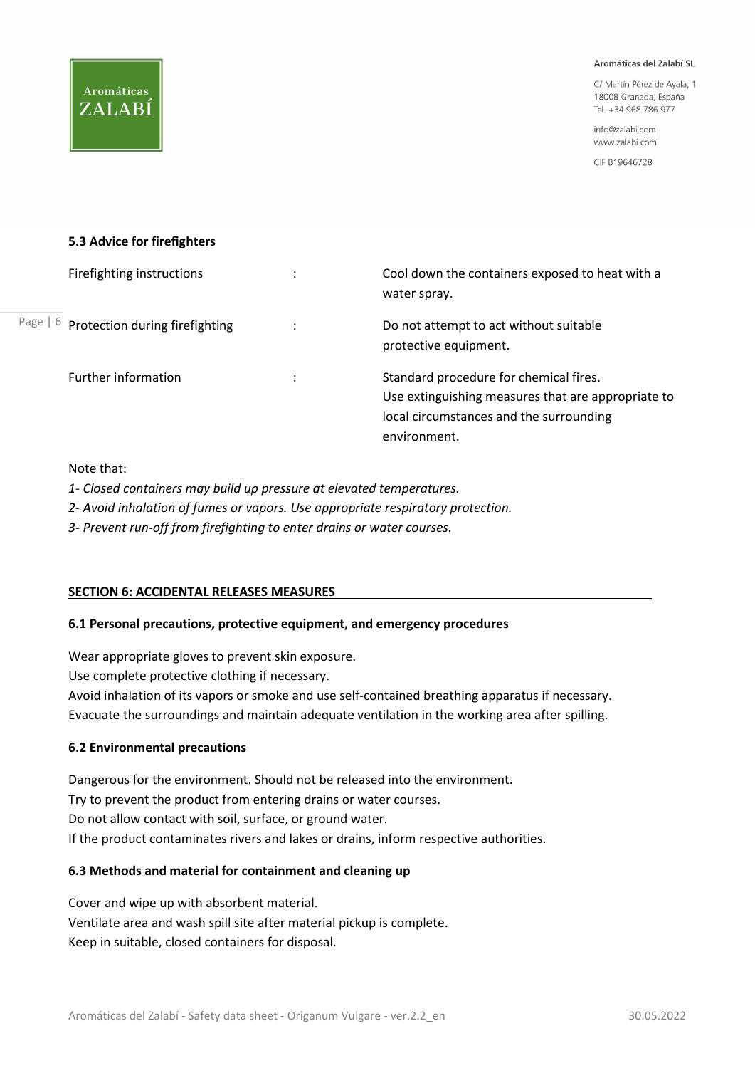### 5.3 Advice for firefighters

| | | |
|---|---|---|
| Firefighting instructions | : | Cool down the containers exposed to heat with a water spray. |
| Protection during firefighting | : | Do not attempt to act without suitable protective equipment. |
| Further information | : | Standard procedure for chemical fires. Use extinguishing measures that are appropriate to local circumstances and the surrounding environment. |

Note that:

*1- Closed containers may build up pressure at elevated temperatures.*

*2- Avoid inhalation of fumes or vapors. Use appropriate respiratory protection.*

*3- Prevent run-off from firefighting to enter drains or water courses.*

## SECTION 6: ACCIDENTAL RELEASES MEASURES

### 6.1 Personal precautions, protective equipment, and emergency procedures

Wear appropriate gloves to prevent skin exposure.
Use complete protective clothing if necessary.
Avoid inhalation of its vapors or smoke and use self-contained breathing apparatus if necessary.
Evacuate the surroundings and maintain adequate ventilation in the working area after spilling.

### 6.2 Environmental precautions

Dangerous for the environment. Should not be released into the environment.
Try to prevent the product from entering drains or water courses.
Do not allow contact with soil, surface, or ground water.
If the product contaminates rivers and lakes or drains, inform respective authorities.

### 6.3 Methods and material for containment and cleaning up

Cover and wipe up with absorbent material.
Ventilate area and wash spill site after material pickup is complete.
Keep in suitable, closed containers for disposal.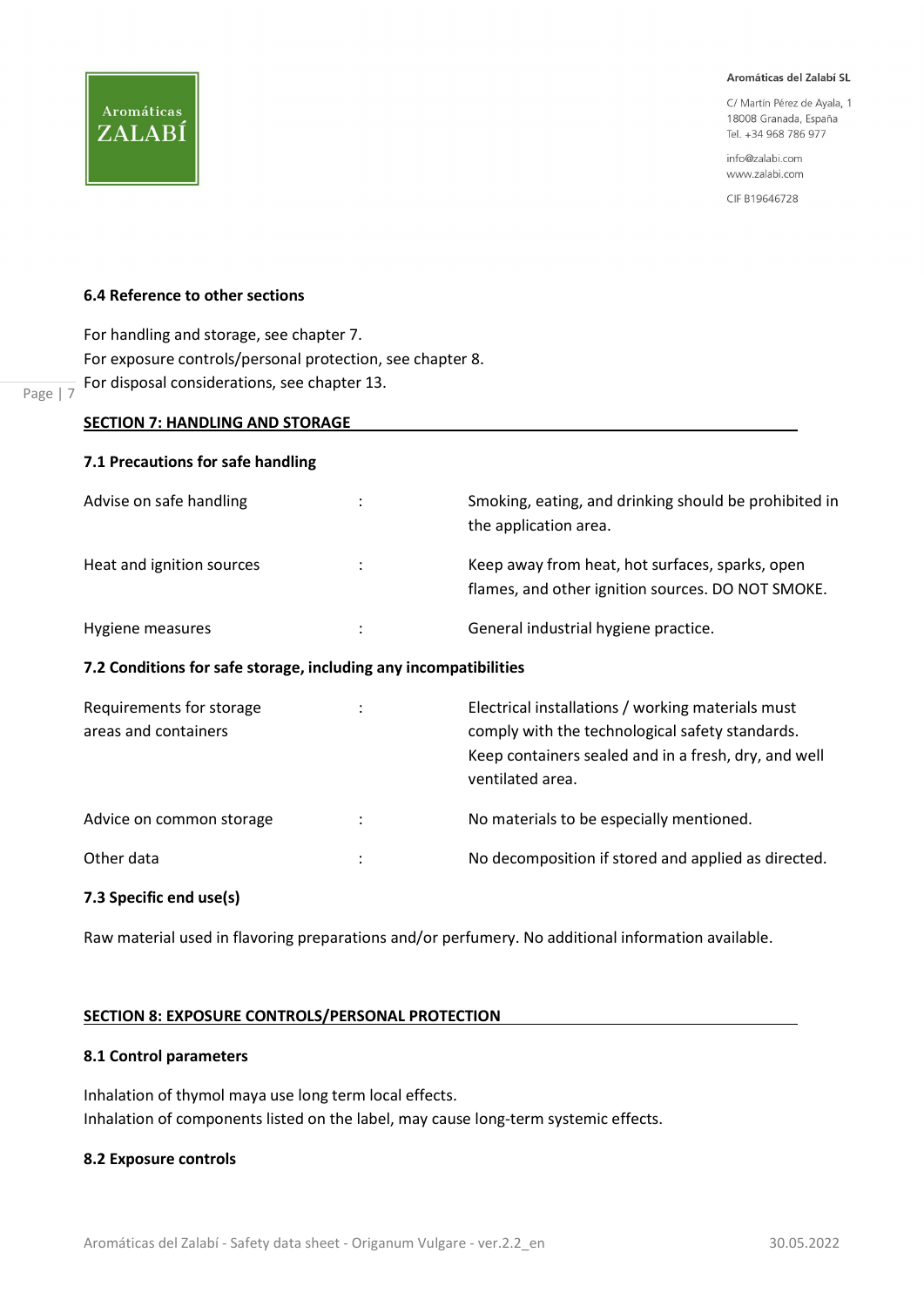### 6.4 Reference to other sections

For handling and storage, see chapter 7.
For exposure controls/personal protection, see chapter 8.
For disposal considerations, see chapter 13.

## SECTION 7: HANDLING AND STORAGE

### 7.1 Precautions for safe handling

| | | |
|---|---|---|
| Advise on safe handling | : | Smoking, eating, and drinking should be prohibited in the application area. |
| Heat and ignition sources | : | Keep away from heat, hot surfaces, sparks, open flames, and other ignition sources. DO NOT SMOKE. |
| Hygiene measures | : | General industrial hygiene practice. |

### 7.2 Conditions for safe storage, including any incompatibilities

| | | |
|---|---|---|
| Requirements for storage areas and containers | : | Electrical installations / working materials must comply with the technological safety standards. Keep containers sealed and in a fresh, dry, and well ventilated area. |
| Advice on common storage | : | No materials to be especially mentioned. |
| Other data | : | No decomposition if stored and applied as directed. |

### 7.3 Specific end use(s)

Raw material used in flavoring preparations and/or perfumery. No additional information available.

## SECTION 8: EXPOSURE CONTROLS/PERSONAL PROTECTION

### 8.1 Control parameters

Inhalation of thymol maya use long term local effects.
Inhalation of components listed on the label, may cause long-term systemic effects.

### 8.2 Exposure controls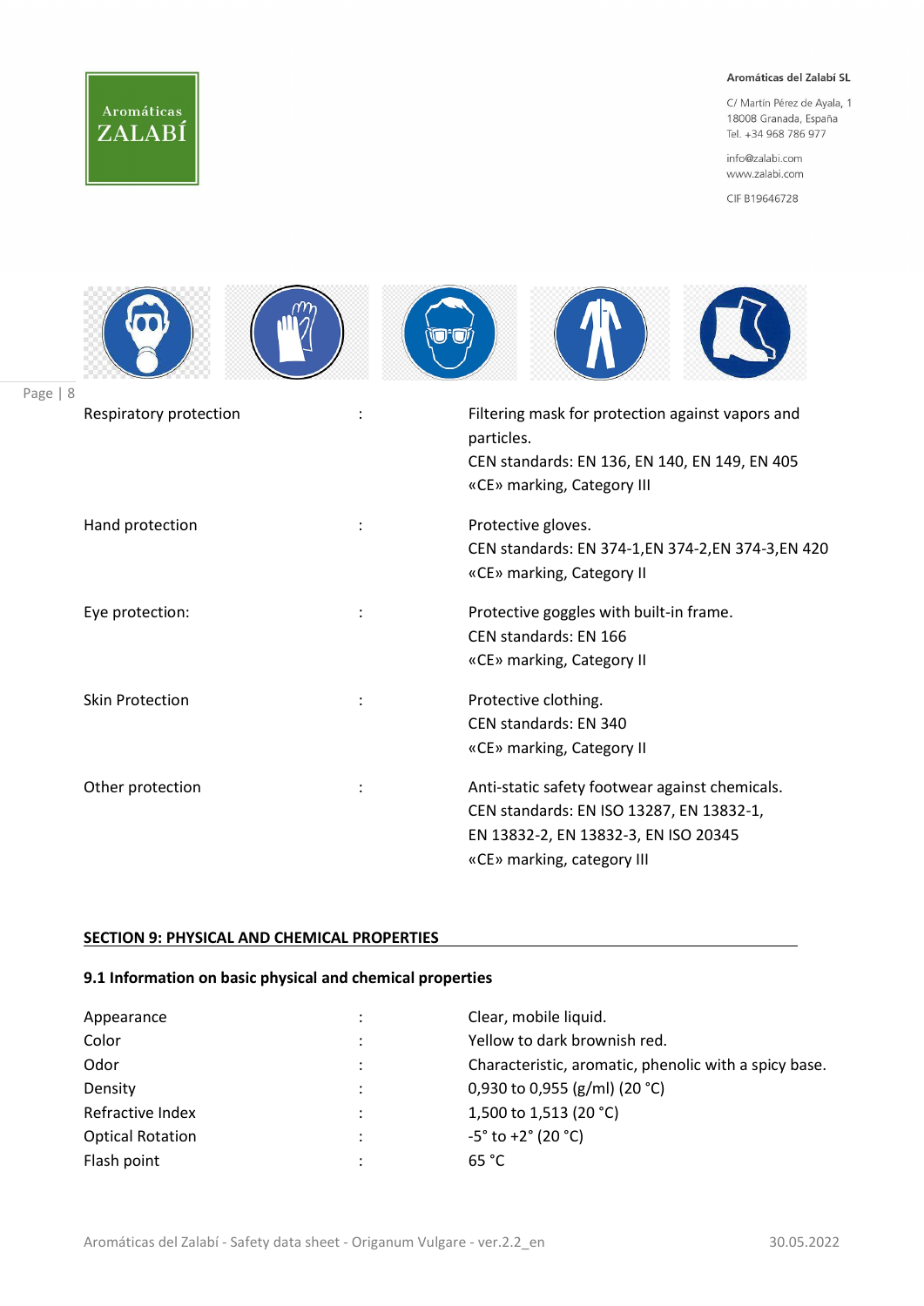| | | |
|---|---|---|
| Respiratory protection | : | Filtering mask for protection against vapors and particles.<br>CEN standards: EN 136, EN 140, EN 149, EN 405<br>«CE» marking, Category III |
| Hand protection | : | Protective gloves.<br>CEN standards: EN 374-1,EN 374-2,EN 374-3,EN 420<br>«CE» marking, Category II |
| Eye protection: | : | Protective goggles with built-in frame.<br>CEN standards: EN 166<br>«CE» marking, Category II |
| Skin Protection | : | Protective clothing.<br>CEN standards: EN 340<br>«CE» marking, Category II |
| Other protection | : | Anti-static safety footwear against chemicals.<br>CEN standards: EN ISO 13287, EN 13832-1, EN 13832-2, EN 13832-3, EN ISO 20345<br>«CE» marking, category III |

## SECTION 9: PHYSICAL AND CHEMICAL PROPERTIES

### 9.1 Information on basic physical and chemical properties

| | | |
|---|---|---|
| Appearance | : | Clear, mobile liquid. |
| Color | : | Yellow to dark brownish red. |
| Odor | : | Characteristic, aromatic, phenolic with a spicy base. |
| Density | : | 0,930 to 0,955 (g/ml) (20 °C) |
| Refractive Index | : | 1,500 to 1,513 (20 °C) |
| Optical Rotation | : | -5° to +2° (20 °C) |
| Flash point | : | 65 °C |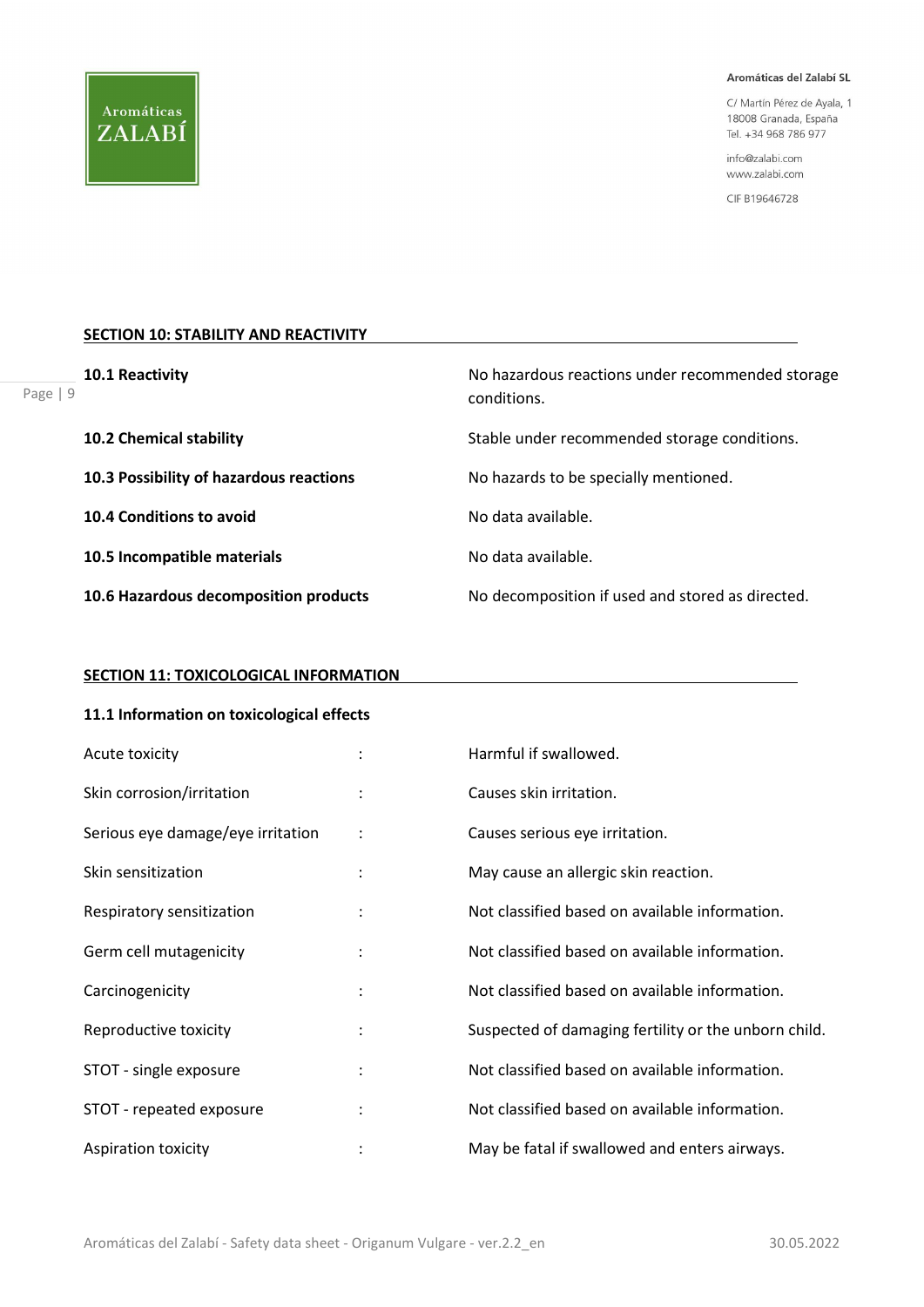## SECTION 10: STABILITY AND REACTIVITY

| | |
|---|---|
| **10.1 Reactivity** | No hazardous reactions under recommended storage conditions. |
| **10.2 Chemical stability** | Stable under recommended storage conditions. |
| **10.3 Possibility of hazardous reactions** | No hazards to be specially mentioned. |
| **10.4 Conditions to avoid** | No data available. |
| **10.5 Incompatible materials** | No data available. |
| **10.6 Hazardous decomposition products** | No decomposition if used and stored as directed. |

## SECTION 11: TOXICOLOGICAL INFORMATION

### 11.1 Information on toxicological effects

| | | |
|---|---|---|
| Acute toxicity | : | Harmful if swallowed. |
| Skin corrosion/irritation | : | Causes skin irritation. |
| Serious eye damage/eye irritation | : | Causes serious eye irritation. |
| Skin sensitization | : | May cause an allergic skin reaction. |
| Respiratory sensitization | : | Not classified based on available information. |
| Germ cell mutagenicity | : | Not classified based on available information. |
| Carcinogenicity | : | Not classified based on available information. |
| Reproductive toxicity | : | Suspected of damaging fertility or the unborn child. |
| STOT - single exposure | : | Not classified based on available information. |
| STOT - repeated exposure | : | Not classified based on available information. |
| Aspiration toxicity | : | May be fatal if swallowed and enters airways. |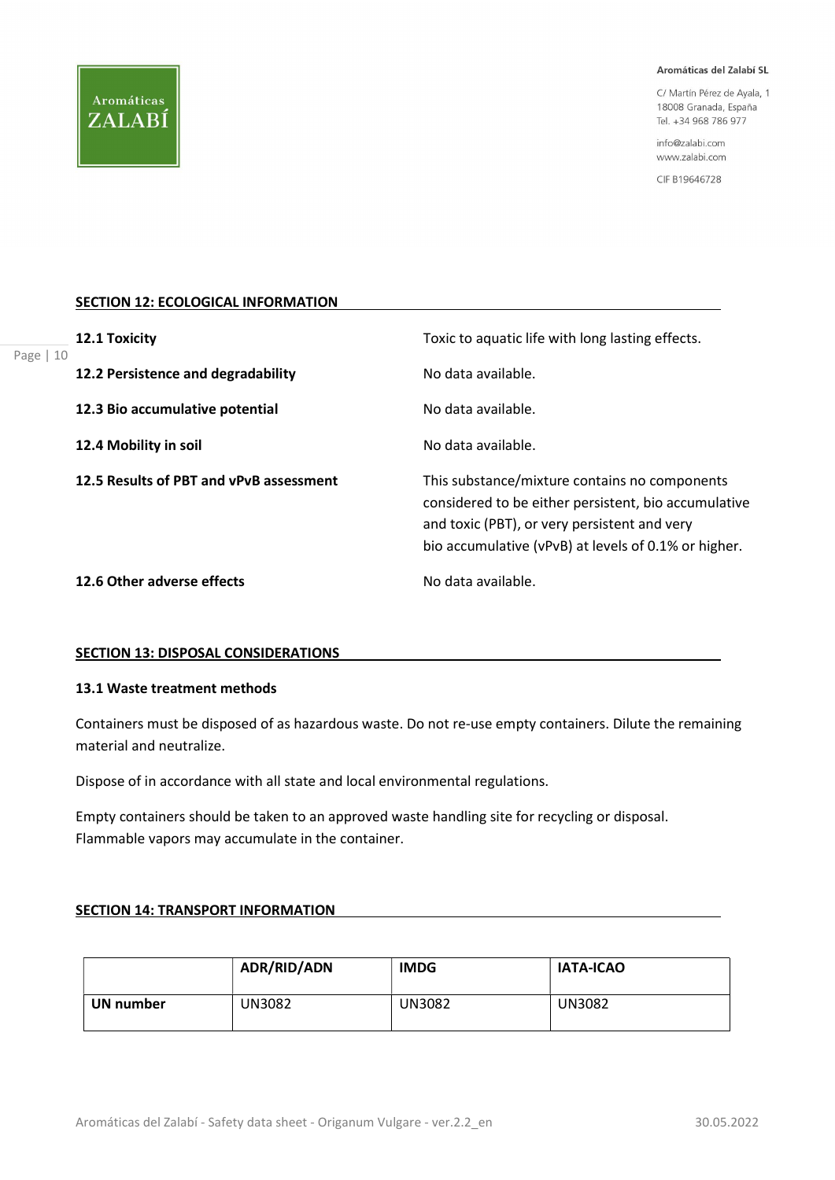## SECTION 12: ECOLOGICAL INFORMATION

| | |
|---|---|
| **12.1 Toxicity** | Toxic to aquatic life with long lasting effects. |
| **12.2 Persistence and degradability** | No data available. |
| **12.3 Bio accumulative potential** | No data available. |
| **12.4 Mobility in soil** | No data available. |
| **12.5 Results of PBT and vPvB assessment** | This substance/mixture contains no components considered to be either persistent, bio accumulative and toxic (PBT), or very persistent and very bio accumulative (vPvB) at levels of 0.1% or higher. |
| **12.6 Other adverse effects** | No data available. |

## SECTION 13: DISPOSAL CONSIDERATIONS

### 13.1 Waste treatment methods

Containers must be disposed of as hazardous waste. Do not re-use empty containers. Dilute the remaining material and neutralize.

Dispose of in accordance with all state and local environmental regulations.

Empty containers should be taken to an approved waste handling site for recycling or disposal. Flammable vapors may accumulate in the container.

## SECTION 14: TRANSPORT INFORMATION

| | ADR/RID/ADN | IMDG | IATA-ICAO |
|---|---|---|---|
| **UN number** | UN3082 | UN3082 | UN3082 |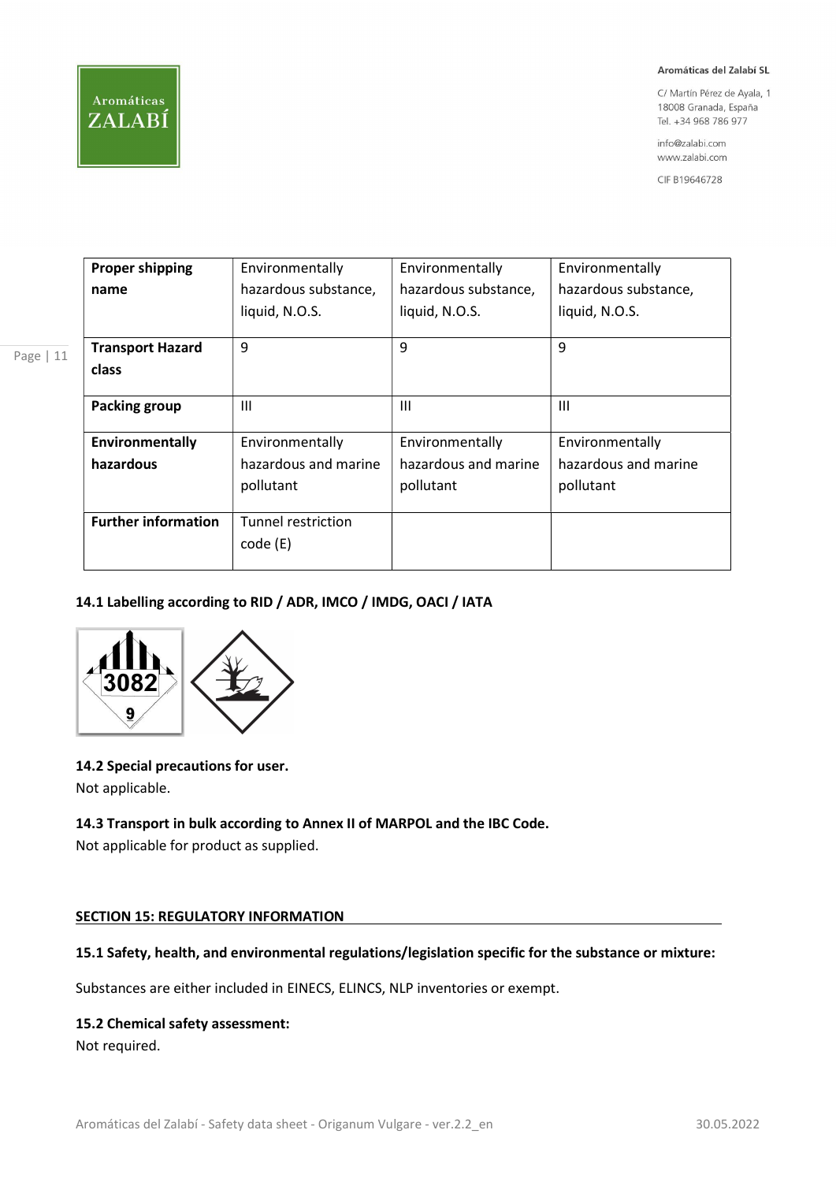| **Proper shipping name** | Environmentally hazardous substance, liquid, N.O.S. | Environmentally hazardous substance, liquid, N.O.S. | Environmentally hazardous substance, liquid, N.O.S. |
|---|---|---|---|
| **Transport Hazard class** | 9 | 9 | 9 |
| **Packing group** | III | III | III |
| **Environmentally hazardous** | Environmentally hazardous and marine pollutant | Environmentally hazardous and marine pollutant | Environmentally hazardous and marine pollutant |
| **Further information** | Tunnel restriction code (E) | | |

**14.1 Labelling according to RID / ADR, IMCO / IMDG, OACI / IATA**

**14.2 Special precautions for user.**

Not applicable.

**14.3 Transport in bulk according to Annex II of MARPOL and the IBC Code.**

Not applicable for product as supplied.

**SECTION 15: REGULATORY INFORMATION**

**15.1 Safety, health, and environmental regulations/legislation specific for the substance or mixture:**

Substances are either included in EINECS, ELINCS, NLP inventories or exempt.

**15.2 Chemical safety assessment:**

Not required.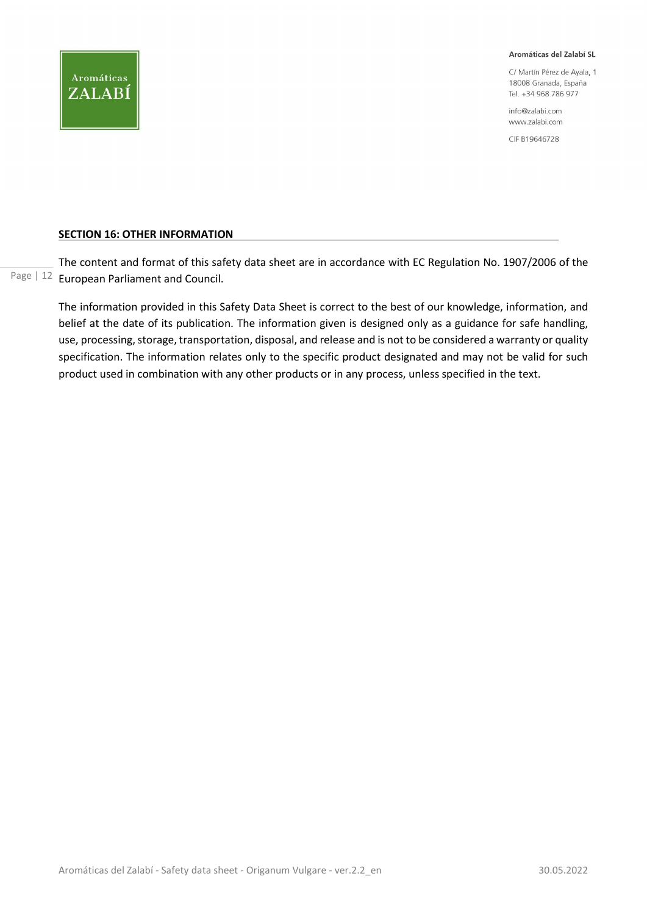## SECTION 16: OTHER INFORMATION

The content and format of this safety data sheet are in accordance with EC Regulation No. 1907/2006 of the European Parliament and Council.

The information provided in this Safety Data Sheet is correct to the best of our knowledge, information, and belief at the date of its publication. The information given is designed only as a guidance for safe handling, use, processing, storage, transportation, disposal, and release and is not to be considered a warranty or quality specification. The information relates only to the specific product designated and may not be valid for such product used in combination with any other products or in any process, unless specified in the text.